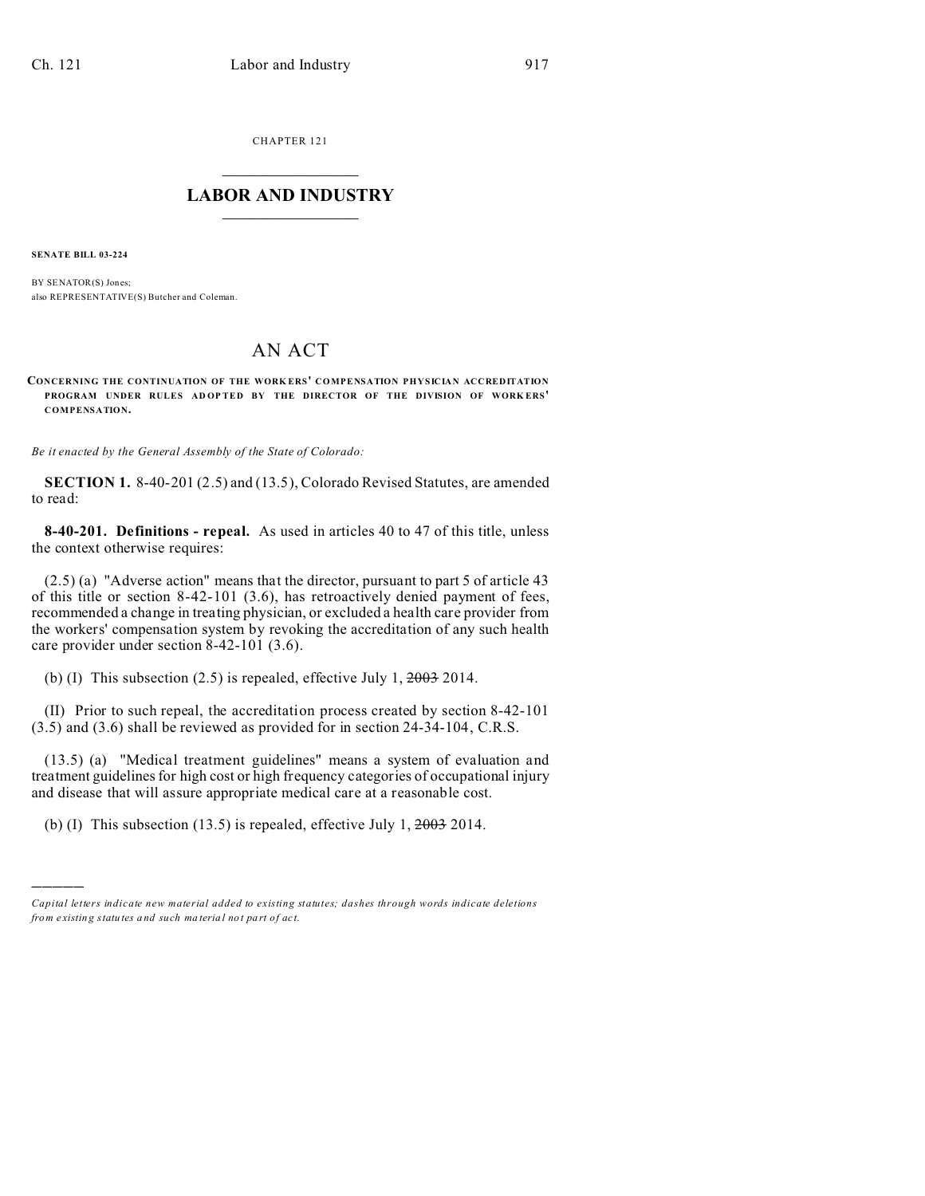CHAPTER 121

# LABOR AND INDUSTRY

**SENATE BILL 03-224**

BY SENATOR(S) Jones;
also REPRESENTATIVE(S) Butcher and Coleman.

# AN ACT

**CONCERNING THE CONTINUATION OF THE WORKERS' COMPENSATION PHYSICIAN ACCREDITATION PROGRAM UNDER RULES ADOPTED BY THE DIRECTOR OF THE DIVISION OF WORKERS' COMPENSATION.**

*Be it enacted by the General Assembly of the State of Colorado:*

**SECTION 1.** 8-40-201 (2.5) and (13.5), Colorado Revised Statutes, are amended to read:

**8-40-201. Definitions - repeal.** As used in articles 40 to 47 of this title, unless the context otherwise requires:

(2.5) (a) "Adverse action" means that the director, pursuant to part 5 of article 43 of this title or section 8-42-101 (3.6), has retroactively denied payment of fees, recommended a change in treating physician, or excluded a health care provider from the workers' compensation system by revoking the accreditation of any such health care provider under section 8-42-101 (3.6).

(b) (I) This subsection (2.5) is repealed, effective July 1, ~~2003~~ 2014.

(II) Prior to such repeal, the accreditation process created by section 8-42-101 (3.5) and (3.6) shall be reviewed as provided for in section 24-34-104, C.R.S.

(13.5) (a) "Medical treatment guidelines" means a system of evaluation and treatment guidelines for high cost or high frequency categories of occupational injury and disease that will assure appropriate medical care at a reasonable cost.

(b) (I) This subsection (13.5) is repealed, effective July 1, ~~2003~~ 2014.

---

*Capital letters indicate new material added to existing statutes; dashes through words indicate deletions from existing statutes and such material not part of act.*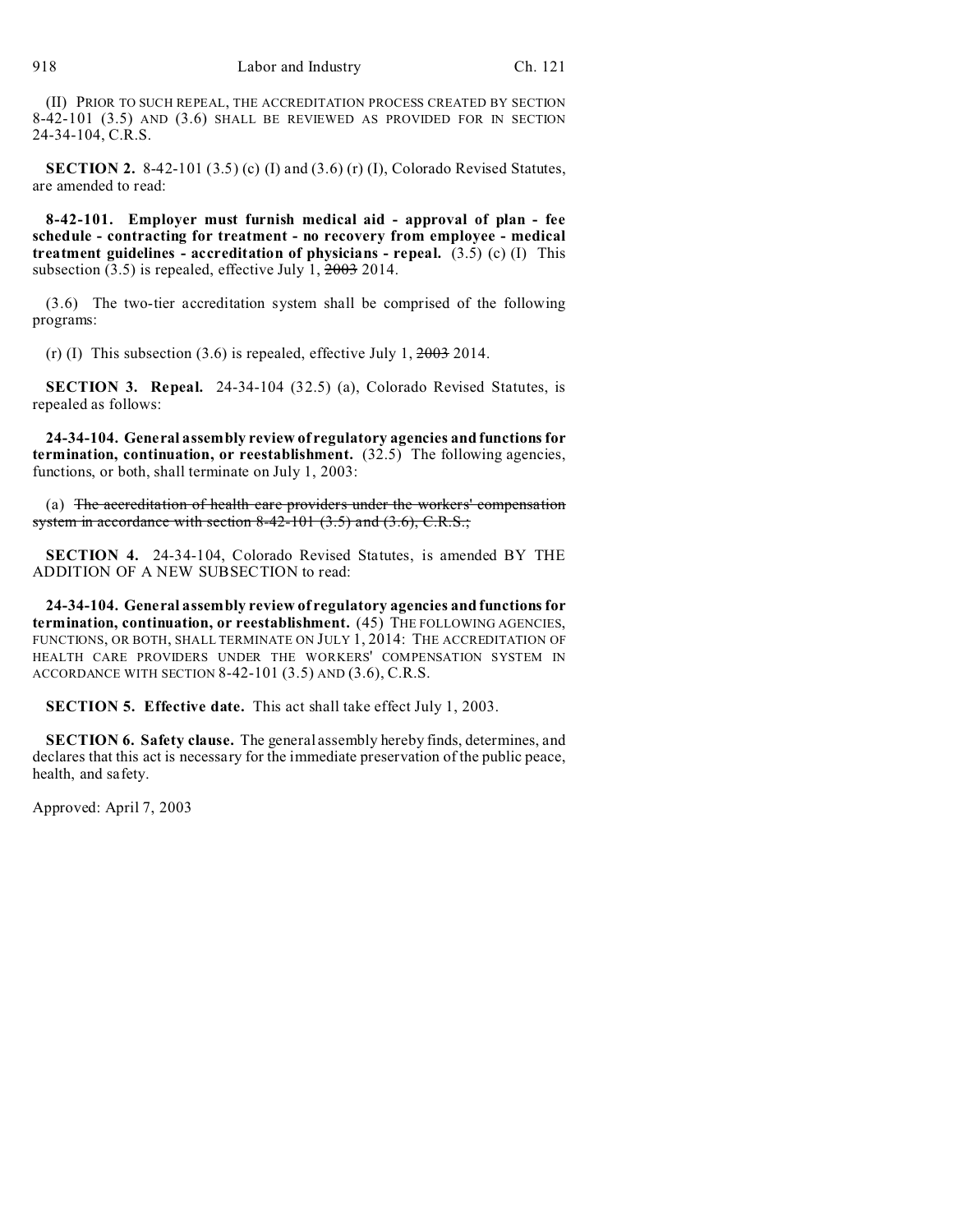(II) PRIOR TO SUCH REPEAL, THE ACCREDITATION PROCESS CREATED BY SECTION 8-42-101 (3.5) AND (3.6) SHALL BE REVIEWED AS PROVIDED FOR IN SECTION 24-34-104, C.R.S.

**SECTION 2.** 8-42-101 (3.5) (c) (I) and (3.6) (r) (I), Colorado Revised Statutes, are amended to read:

**8-42-101. Employer must furnish medical aid - approval of plan - fee schedule - contracting for treatment - no recovery from employee - medical treatment guidelines - accreditation of physicians - repeal.** (3.5) (c) (I) This subsection (3.5) is repealed, effective July 1, ~~2003~~ 2014.

(3.6) The two-tier accreditation system shall be comprised of the following programs:

(r) (I) This subsection (3.6) is repealed, effective July 1, ~~2003~~ 2014.

**SECTION 3. Repeal.** 24-34-104 (32.5) (a), Colorado Revised Statutes, is repealed as follows:

**24-34-104. General assembly review of regulatory agencies and functions for termination, continuation, or reestablishment.** (32.5) The following agencies, functions, or both, shall terminate on July 1, 2003:

(a) ~~The accreditation of health care providers under the workers' compensation system in accordance with section 8-42-101 (3.5) and (3.6), C.R.S.;~~

**SECTION 4.** 24-34-104, Colorado Revised Statutes, is amended BY THE ADDITION OF A NEW SUBSECTION to read:

**24-34-104. General assembly review of regulatory agencies and functions for termination, continuation, or reestablishment.** (45) THE FOLLOWING AGENCIES, FUNCTIONS, OR BOTH, SHALL TERMINATE ON JULY 1, 2014: THE ACCREDITATION OF HEALTH CARE PROVIDERS UNDER THE WORKERS' COMPENSATION SYSTEM IN ACCORDANCE WITH SECTION 8-42-101 (3.5) AND (3.6), C.R.S.

**SECTION 5. Effective date.** This act shall take effect July 1, 2003.

**SECTION 6. Safety clause.** The general assembly hereby finds, determines, and declares that this act is necessary for the immediate preservation of the public peace, health, and safety.

Approved: April 7, 2003